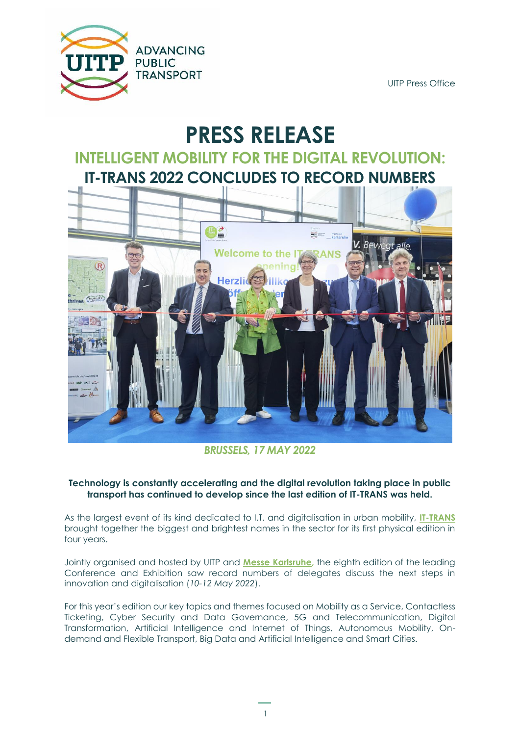UITP Press Office

# PRESS RELEASE

## INTELLIGENT MOBILITY FOR THE DIGITAL REVOLUTION: IT-TRANS 2022 CONCLUDES TO RECORD NUMBERS

*BRUSSELS, 17 MAY 2022*

**Technology is constantly accelerating and the digital revolution taking place in public transport has continued to develop since the last edition of IT-TRANS was held.**

As the largest event of its kind dedicated to I.T. and digitalisation in urban mobility, **IT-TRANS** brought together the biggest and brightest names in the sector for its first physical edition in four years.

Jointly organised and hosted by UITP and **Messe Karlsruhe**, the eighth edition of the leading Conference and Exhibition saw record numbers of delegates discuss the next steps in innovation and digitalisation (*10-12 May 2022*).

For this year's edition our key topics and themes focused on Mobility as a Service, Contactless Ticketing, Cyber Security and Data Governance, 5G and Telecommunication, Digital Transformation, Artificial Intelligence and Internet of Things, Autonomous Mobility, On-demand and Flexible Transport, Big Data and Artificial Intelligence and Smart Cities.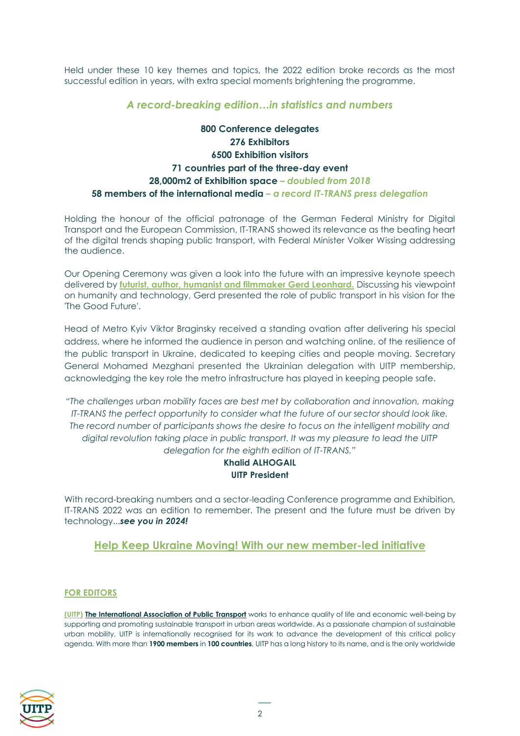Held under these 10 key themes and topics, the 2022 edition broke records as the most successful edition in years, with extra special moments brightening the programme.

### *A record-breaking edition…in statistics and numbers*

**800 Conference delegates**
**276 Exhibitors**
**6500 Exhibition visitors**
**71 countries part of the three-day event**
**28,000m2 of Exhibition space** ***– doubled from 2018***
**58 members of the international media** ***– a record IT-TRANS press delegation***

Holding the honour of the official patronage of the German Federal Ministry for Digital Transport and the European Commission, IT-TRANS showed its relevance as the beating heart of the digital trends shaping public transport, with Federal Minister Volker Wissing addressing the audience.

Our Opening Ceremony was given a look into the future with an impressive keynote speech delivered by **futurist, author, humanist and filmmaker Gerd Leonhard.** Discussing his viewpoint on humanity and technology, Gerd presented the role of public transport in his vision for the 'The Good Future'.

Head of Metro Kyiv Viktor Braginsky received a standing ovation after delivering his special address, where he informed the audience in person and watching online, of the resilience of the public transport in Ukraine, dedicated to keeping cities and people moving. Secretary General Mohamed Mezghani presented the Ukrainian delegation with UITP membership, acknowledging the key role the metro infrastructure has played in keeping people safe.

*"The challenges urban mobility faces are best met by collaboration and innovation, making IT-TRANS the perfect opportunity to consider what the future of our sector should look like. The record number of participants shows the desire to focus on the intelligent mobility and digital revolution taking place in public transport. It was my pleasure to lead the UITP delegation for the eighth edition of IT-TRANS."*

**Khalid ALHOGAIL**
**UITP President**

With record-breaking numbers and a sector-leading Conference programme and Exhibition, IT-TRANS 2022 was an edition to remember. The present and the future must be driven by technology...***see you in 2024!***

### Help Keep Ukraine Moving! With our new member-led initiative

#### FOR EDITORS

**(UITP) The International Association of Public Transport** works to enhance quality of life and economic well-being by supporting and promoting sustainable transport in urban areas worldwide. As a passionate champion of sustainable urban mobility, UITP is internationally recognised for its work to advance the development of this critical policy agenda. With more than **1900 members** in **100 countries**, UITP has a long history to its name, and is the only worldwide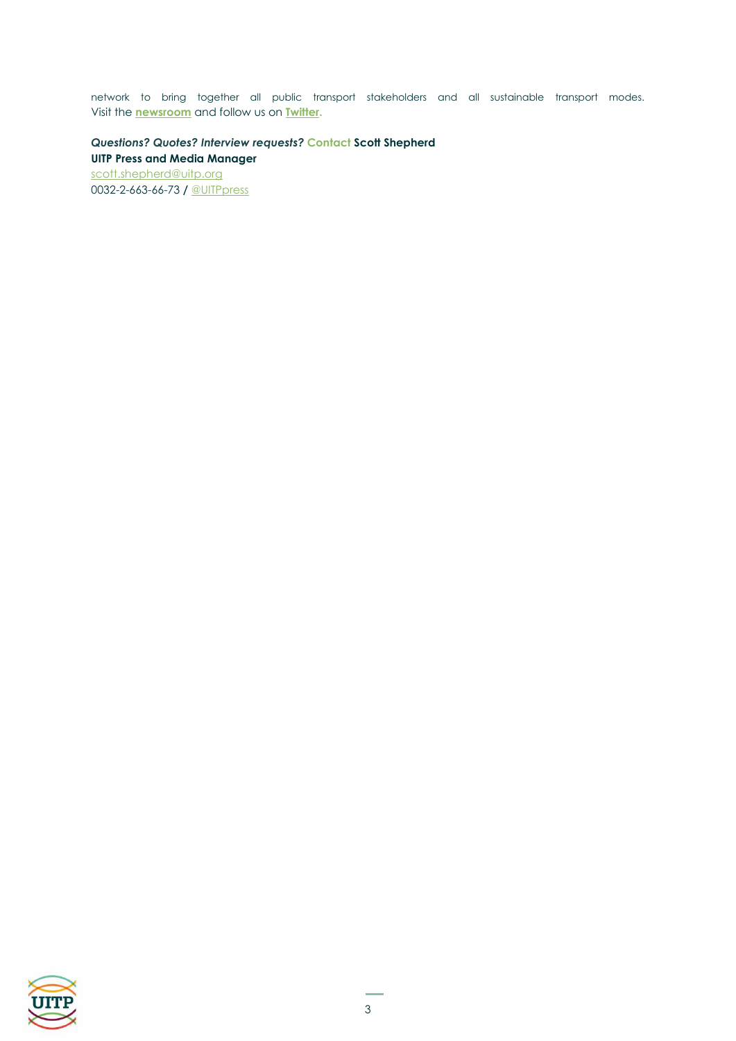network to bring together all public transport stakeholders and all sustainable transport modes. Visit the **newsroom** and follow us on **Twitter.**

***Questions? Quotes? Interview requests?*** **Contact Scott Shepherd**
**UITP Press and Media Manager**
scott.shepherd@uitp.org
0032-2-663-66-73 / @UITPpress